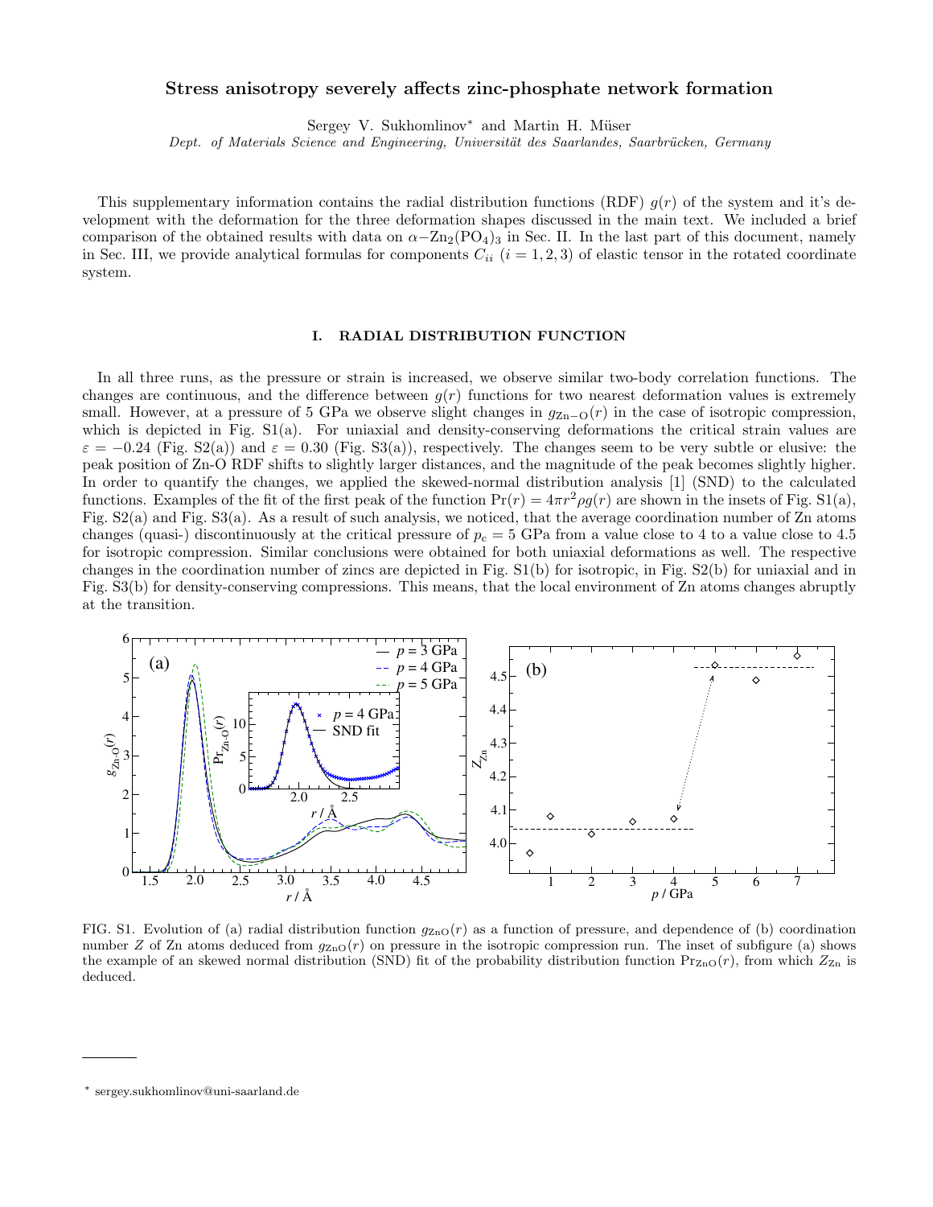# Stress anisotropy severely affects zinc-phosphate network formation

Sergey V. Sukhomlinov* and Martin H. Müser

*Dept. of Materials Science and Engineering, Universität des Saarlandes, Saarbrücken, Germany*

This supplementary information contains the radial distribution functions (RDF) $g(r)$ of the system and it's development with the deformation for the three deformation shapes discussed in the main text. We included a brief comparison of the obtained results with data on $\alpha\mathrm{-Zn_2(PO_4)_3}$ in Sec. II. In the last part of this document, namely in Sec. III, we provide analytical formulas for components $C_{ii}$ $(i = 1, 2, 3)$ of elastic tensor in the rotated coordinate system.

## I. RADIAL DISTRIBUTION FUNCTION

In all three runs, as the pressure or strain is increased, we observe similar two-body correlation functions. The changes are continuous, and the difference between $g(r)$ functions for two nearest deformation values is extremely small. However, at a pressure of 5 GPa we observe slight changes in $g_{\mathrm{Zn-O}}(r)$ in the case of isotropic compression, which is depicted in Fig. S1(a). For uniaxial and density-conserving deformations the critical strain values are $\varepsilon = -0.24$ (Fig. S2(a)) and $\varepsilon = 0.30$ (Fig. S3(a)), respectively. The changes seem to be very subtle or elusive: the peak position of Zn-O RDF shifts to slightly larger distances, and the magnitude of the peak becomes slightly higher. In order to quantify the changes, we applied the skewed-normal distribution analysis [1] (SND) to the calculated functions. Examples of the fit of the first peak of the function $\mathrm{Pr}(r) = 4\pi r^2 \rho g(r)$ are shown in the insets of Fig. S1(a), Fig. S2(a) and Fig. S3(a). As a result of such analysis, we noticed, that the average coordination number of Zn atoms changes (quasi-) discontinuously at the critical pressure of $p_\mathrm{c} = 5$ GPa from a value close to 4 to a value close to 4.5 for isotropic compression. Similar conclusions were obtained for both uniaxial deformations as well. The respective changes in the coordination number of zincs are depicted in Fig. S1(b) for isotropic, in Fig. S2(b) for uniaxial and in Fig. S3(b) for density-conserving compressions. This means, that the local environment of Zn atoms changes abruptly at the transition.

FIG. S1. Evolution of (a) radial distribution function $g_{\mathrm{ZnO}}(r)$ as a function of pressure, and dependence of (b) coordination number $Z$ of Zn atoms deduced from $g_{\mathrm{ZnO}}(r)$ on pressure in the isotropic compression run. The inset of subfigure (a) shows the example of an skewed normal distribution (SND) fit of the probability distribution function $\mathrm{Pr}_{\mathrm{ZnO}}(r)$, from which $Z_{\mathrm{Zn}}$ is deduced.

---

* sergey.sukhomlinov@uni-saarland.de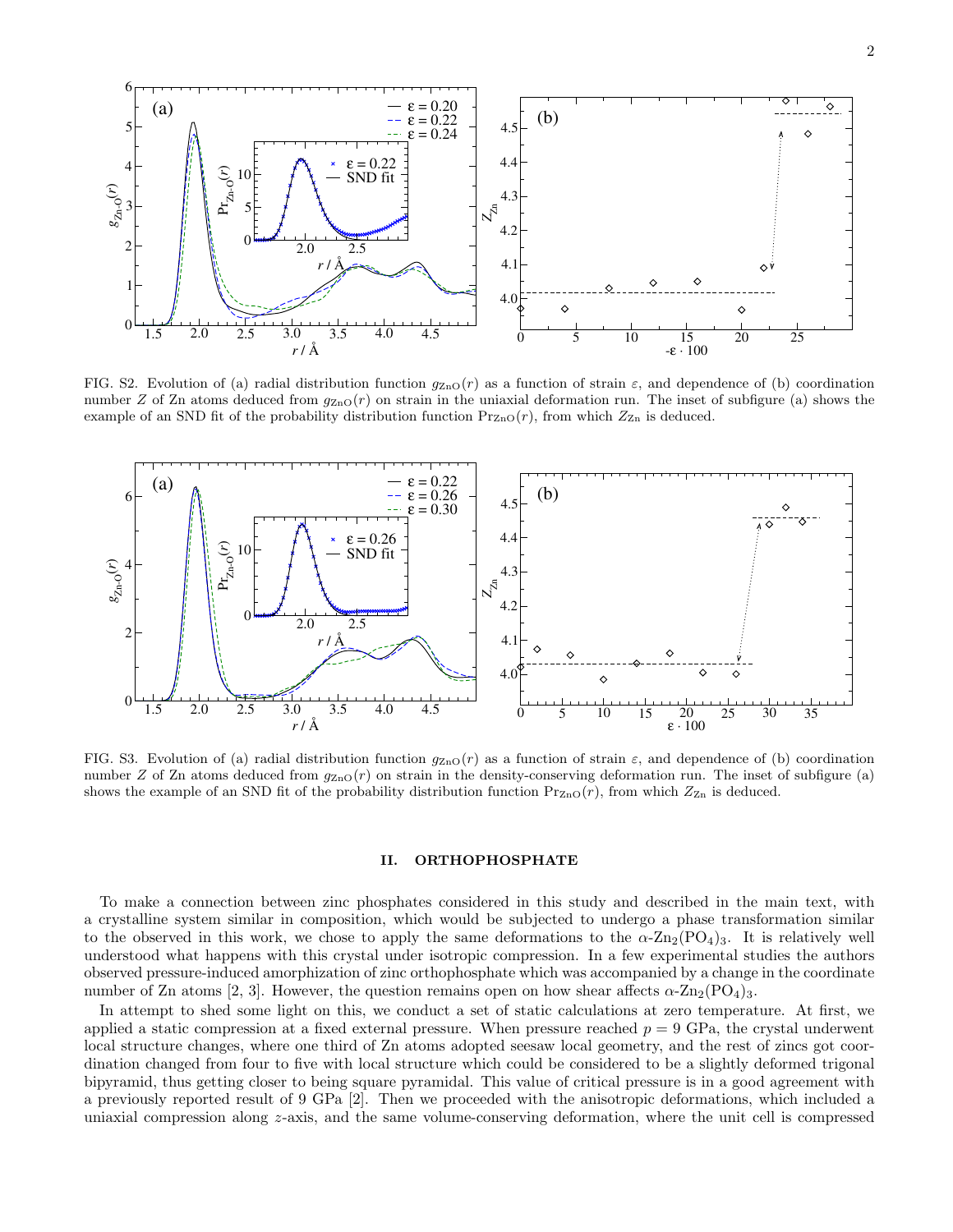FIG. S2. Evolution of (a) radial distribution function $g_{\mathrm{ZnO}}(r)$ as a function of strain $\varepsilon$, and dependence of (b) coordination number $Z$ of Zn atoms deduced from $g_{\mathrm{ZnO}}(r)$ on strain in the uniaxial deformation run. The inset of subfigure (a) shows the example of an SND fit of the probability distribution function $\mathrm{Pr}_{\mathrm{ZnO}}(r)$, from which $Z_{\mathrm{Zn}}$ is deduced.

FIG. S3. Evolution of (a) radial distribution function $g_{\mathrm{ZnO}}(r)$ as a function of strain $\varepsilon$, and dependence of (b) coordination number $Z$ of Zn atoms deduced from $g_{\mathrm{ZnO}}(r)$ on strain in the density-conserving deformation run. The inset of subfigure (a) shows the example of an SND fit of the probability distribution function $\mathrm{Pr}_{\mathrm{ZnO}}(r)$, from which $Z_{\mathrm{Zn}}$ is deduced.

## II. ORTHOPHOSPHATE

To make a connection between zinc phosphates considered in this study and described in the main text, with a crystalline system similar in composition, which would be subjected to undergo a phase transformation similar to the observed in this work, we chose to apply the same deformations to the $\alpha$-$Zn_2(PO_4)_3$. It is relatively well understood what happens with this crystal under isotropic compression. In a few experimental studies the authors observed pressure-induced amorphization of zinc orthophosphate which was accompanied by a change in the coordinate number of Zn atoms [2, 3]. However, the question remains open on how shear affects $\alpha$-$Zn_2(PO_4)_3$.

In attempt to shed some light on this, we conduct a set of static calculations at zero temperature. At first, we applied a static compression at a fixed external pressure. When pressure reached $p = 9$ GPa, the crystal underwent local structure changes, where one third of Zn atoms adopted seesaw local geometry, and the rest of zincs got coordination changed from four to five with local structure which could be considered to be a slightly deformed trigonal bipyramid, thus getting closer to being square pyramidal. This value of critical pressure is in a good agreement with a previously reported result of 9 GPa [2]. Then we proceeded with the anisotropic deformations, which included a uniaxial compression along $z$-axis, and the same volume-conserving deformation, where the unit cell is compressed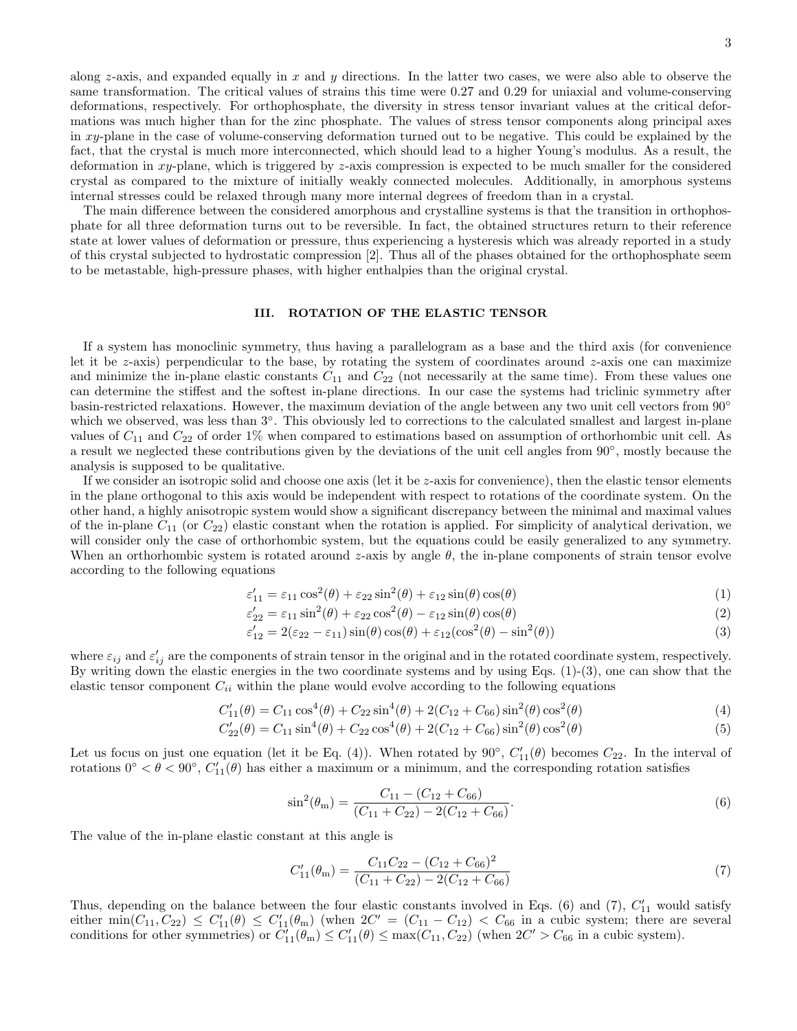along $z$-axis, and expanded equally in $x$ and $y$ directions. In the latter two cases, we were also able to observe the same transformation. The critical values of strains this time were 0.27 and 0.29 for uniaxial and volume-conserving deformations, respectively. For orthophosphate, the diversity in stress tensor invariant values at the critical deformations was much higher than for the zinc phosphate. The values of stress tensor components along principal axes in $xy$-plane in the case of volume-conserving deformation turned out to be negative. This could be explained by the fact, that the crystal is much more interconnected, which should lead to a higher Young's modulus. As a result, the deformation in $xy$-plane, which is triggered by $z$-axis compression is expected to be much smaller for the considered crystal as compared to the mixture of initially weakly connected molecules. Additionally, in amorphous systems internal stresses could be relaxed through many more internal degrees of freedom than in a crystal.

The main difference between the considered amorphous and crystalline systems is that the transition in orthophosphate for all three deformation turns out to be reversible. In fact, the obtained structures return to their reference state at lower values of deformation or pressure, thus experiencing a hysteresis which was already reported in a study of this crystal subjected to hydrostatic compression [2]. Thus all of the phases obtained for the orthophosphate seem to be metastable, high-pressure phases, with higher enthalpies than the original crystal.

## III. ROTATION OF THE ELASTIC TENSOR

If a system has monoclinic symmetry, thus having a parallelogram as a base and the third axis (for convenience let it be $z$-axis) perpendicular to the base, by rotating the system of coordinates around $z$-axis one can maximize and minimize the in-plane elastic constants $C_{11}$ and $C_{22}$ (not necessarily at the same time). From these values one can determine the stiffest and the softest in-plane directions. In our case the systems had triclinic symmetry after basin-restricted relaxations. However, the maximum deviation of the angle between any two unit cell vectors from $90^\circ$ which we observed, was less than $3^\circ$. This obviously led to corrections to the calculated smallest and largest in-plane values of $C_{11}$ and $C_{22}$ of order 1% when compared to estimations based on assumption of orthorhombic unit cell. As a result we neglected these contributions given by the deviations of the unit cell angles from $90^\circ$, mostly because the analysis is supposed to be qualitative.

If we consider an isotropic solid and choose one axis (let it be $z$-axis for convenience), then the elastic tensor elements in the plane orthogonal to this axis would be independent with respect to rotations of the coordinate system. On the other hand, a highly anisotropic system would show a significant discrepancy between the minimal and maximal values of the in-plane $C_{11}$ (or $C_{22}$) elastic constant when the rotation is applied. For simplicity of analytical derivation, we will consider only the case of orthorhombic system, but the equations could be easily generalized to any symmetry. When an orthorhombic system is rotated around $z$-axis by angle $\theta$, the in-plane components of strain tensor evolve according to the following equations

$$\varepsilon'_{11} = \varepsilon_{11}\cos^2(\theta) + \varepsilon_{22}\sin^2(\theta) + \varepsilon_{12}\sin(\theta)\cos(\theta) \tag{1}$$

$$\varepsilon'_{22} = \varepsilon_{11}\sin^2(\theta) + \varepsilon_{22}\cos^2(\theta) - \varepsilon_{12}\sin(\theta)\cos(\theta) \tag{2}$$

$$\varepsilon'_{12} = 2(\varepsilon_{22} - \varepsilon_{11})\sin(\theta)\cos(\theta) + \varepsilon_{12}(\cos^2(\theta) - \sin^2(\theta)) \tag{3}$$

where $\varepsilon_{ij}$ and $\varepsilon'_{ij}$ are the components of strain tensor in the original and in the rotated coordinate system, respectively. By writing down the elastic energies in the two coordinate systems and by using Eqs. (1)-(3), one can show that the elastic tensor component $C_{ii}$ within the plane would evolve according to the following equations

$$C'_{11}(\theta) = C_{11}\cos^4(\theta) + C_{22}\sin^4(\theta) + 2(C_{12} + C_{66})\sin^2(\theta)\cos^2(\theta) \tag{4}$$

$$C'_{22}(\theta) = C_{11}\sin^4(\theta) + C_{22}\cos^4(\theta) + 2(C_{12} + C_{66})\sin^2(\theta)\cos^2(\theta) \tag{5}$$

Let us focus on just one equation (let it be Eq. (4)). When rotated by $90^\circ$, $C'_{11}(\theta)$ becomes $C_{22}$. In the interval of rotations $0^\circ < \theta < 90^\circ$, $C'_{11}(\theta)$ has either a maximum or a minimum, and the corresponding rotation satisfies

$$\sin^2(\theta_\mathrm{m}) = \frac{C_{11} - (C_{12} + C_{66})}{(C_{11} + C_{22}) - 2(C_{12} + C_{66})}. \tag{6}$$

The value of the in-plane elastic constant at this angle is

$$C'_{11}(\theta_\mathrm{m}) = \frac{C_{11}C_{22} - (C_{12} + C_{66})^2}{(C_{11} + C_{22}) - 2(C_{12} + C_{66})} \tag{7}$$

Thus, depending on the balance between the four elastic constants involved in Eqs. (6) and (7), $C'_{11}$ would satisfy either $\min(C_{11}, C_{22}) \leq C'_{11}(\theta) \leq C'_{11}(\theta_\mathrm{m})$ (when $2C' = (C_{11} - C_{12}) < C_{66}$ in a cubic system; there are several conditions for other symmetries) or $C'_{11}(\theta_\mathrm{m}) \leq C'_{11}(\theta) \leq \max(C_{11}, C_{22})$ (when $2C' > C_{66}$ in a cubic system).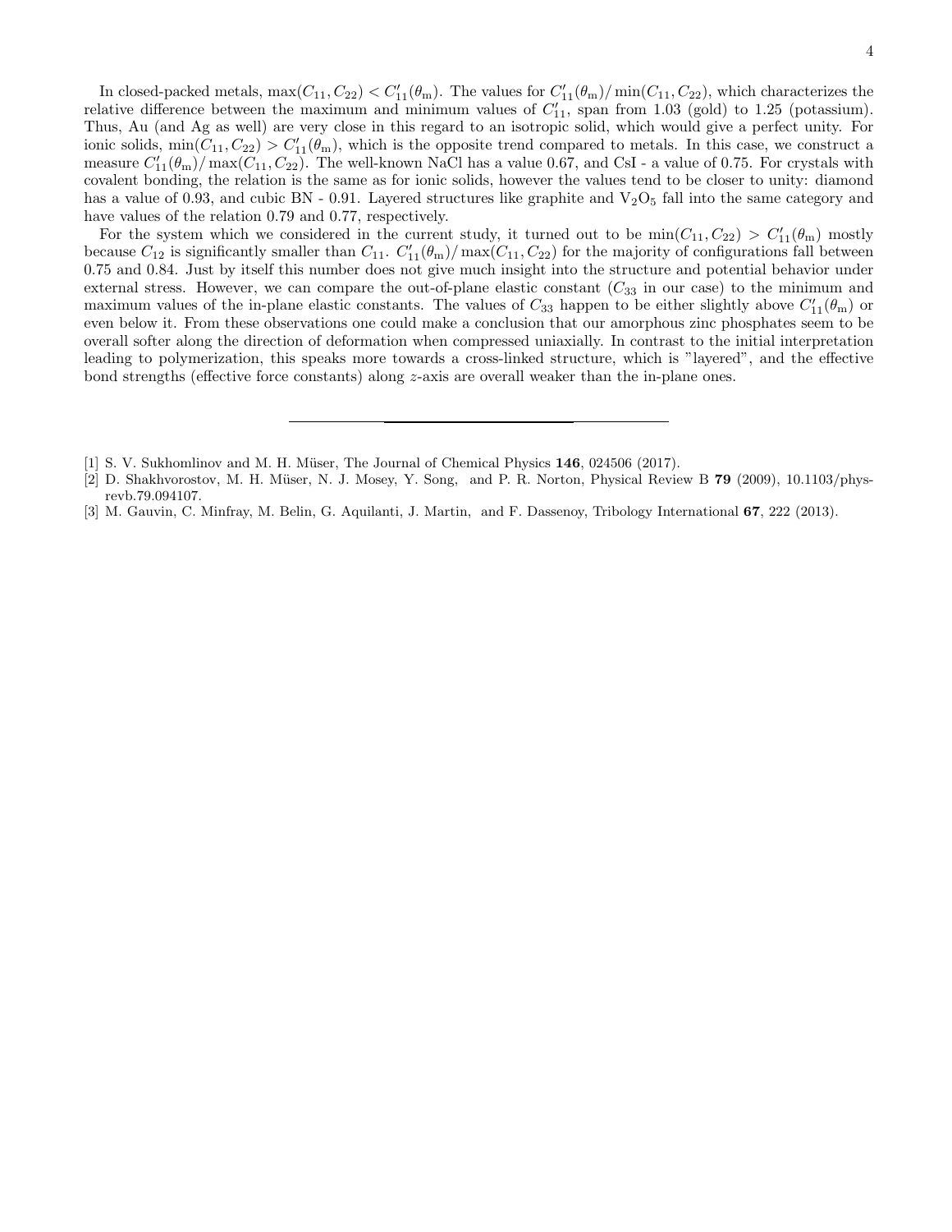In closed-packed metals, $\max(C_{11}, C_{22}) < C'_{11}(\theta_m)$. The values for $C'_{11}(\theta_m)/\min(C_{11}, C_{22})$, which characterizes the relative difference between the maximum and minimum values of $C'_{11}$, span from 1.03 (gold) to 1.25 (potassium). Thus, Au (and Ag as well) are very close in this regard to an isotropic solid, which would give a perfect unity. For ionic solids, $\min(C_{11}, C_{22}) > C'_{11}(\theta_m)$, which is the opposite trend compared to metals. In this case, we construct a measure $C'_{11}(\theta_m)/\max(C_{11}, C_{22})$. The well-known NaCl has a value 0.67, and CsI - a value of 0.75. For crystals with covalent bonding, the relation is the same as for ionic solids, however the values tend to be closer to unity: diamond has a value of 0.93, and cubic BN - 0.91. Layered structures like graphite and $V_2O_5$ fall into the same category and have values of the relation 0.79 and 0.77, respectively.

For the system which we considered in the current study, it turned out to be $\min(C_{11}, C_{22}) > C'_{11}(\theta_m)$ mostly because $C_{12}$ is significantly smaller than $C_{11}$. $C'_{11}(\theta_m)/\max(C_{11}, C_{22})$ for the majority of configurations fall between 0.75 and 0.84. Just by itself this number does not give much insight into the structure and potential behavior under external stress. However, we can compare the out-of-plane elastic constant ($C_{33}$ in our case) to the minimum and maximum values of the in-plane elastic constants. The values of $C_{33}$ happen to be either slightly above $C'_{11}(\theta_m)$ or even below it. From these observations one could make a conclusion that our amorphous zinc phosphates seem to be overall softer along the direction of deformation when compressed uniaxially. In contrast to the initial interpretation leading to polymerization, this speaks more towards a cross-linked structure, which is "layered", and the effective bond strengths (effective force constants) along $z$-axis are overall weaker than the in-plane ones.

---

[1] S. V. Sukhomlinov and M. H. Müser, The Journal of Chemical Physics **146**, 024506 (2017).

[2] D. Shakhvorostov, M. H. Müser, N. J. Mosey, Y. Song, and P. R. Norton, Physical Review B **79** (2009), 10.1103/physrevb.79.094107.

[3] M. Gauvin, C. Minfray, M. Belin, G. Aquilanti, J. Martin, and F. Dassenoy, Tribology International **67**, 222 (2013).